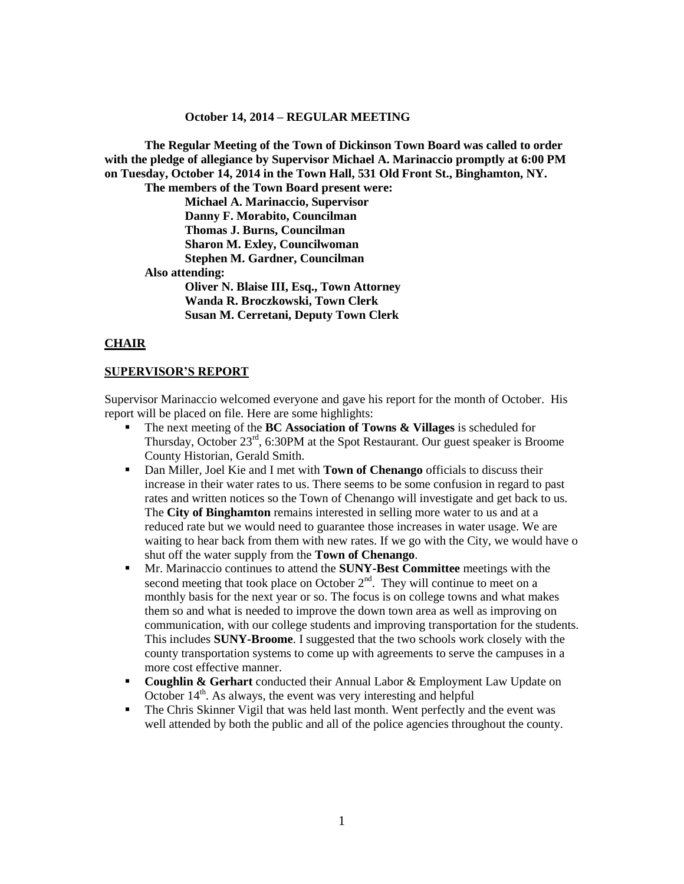**October 14, 2014 – REGULAR MEETING**

**The Regular Meeting of the Town of Dickinson Town Board was called to order with the pledge of allegiance by Supervisor Michael A. Marinaccio promptly at 6:00 PM on Tuesday, October 14, 2014 in the Town Hall, 531 Old Front St., Binghamton, NY.**

**The members of the Town Board present were:**

**Michael A. Marinaccio, Supervisor**
**Danny F. Morabito, Councilman**
**Thomas J. Burns, Councilman**
**Sharon M. Exley, Councilwoman**
**Stephen M. Gardner, Councilman**

**Also attending:**

**Oliver N. Blaise III, Esq., Town Attorney**
**Wanda R. Broczkowski, Town Clerk**
**Susan M. Cerretani, Deputy Town Clerk**

## CHAIR

## SUPERVISOR'S REPORT

Supervisor Marinaccio welcomed everyone and gave his report for the month of October. His report will be placed on file. Here are some highlights:

- The next meeting of the **BC Association of Towns & Villages** is scheduled for Thursday, October 23rd, 6:30PM at the Spot Restaurant. Our guest speaker is Broome County Historian, Gerald Smith.
- Dan Miller, Joel Kie and I met with **Town of Chenango** officials to discuss their increase in their water rates to us. There seems to be some confusion in regard to past rates and written notices so the Town of Chenango will investigate and get back to us. The **City of Binghamton** remains interested in selling more water to us and at a reduced rate but we would need to guarantee those increases in water usage. We are waiting to hear back from them with new rates. If we go with the City, we would have o shut off the water supply from the **Town of Chenango**.
- Mr. Marinaccio continues to attend the **SUNY-Best Committee** meetings with the second meeting that took place on October 2nd. They will continue to meet on a monthly basis for the next year or so. The focus is on college towns and what makes them so and what is needed to improve the down town area as well as improving on communication, with our college students and improving transportation for the students. This includes **SUNY-Broome**. I suggested that the two schools work closely with the county transportation systems to come up with agreements to serve the campuses in a more cost effective manner.
- **Coughlin & Gerhart** conducted their Annual Labor & Employment Law Update on October 14th. As always, the event was very interesting and helpful
- The Chris Skinner Vigil that was held last month. Went perfectly and the event was well attended by both the public and all of the police agencies throughout the county.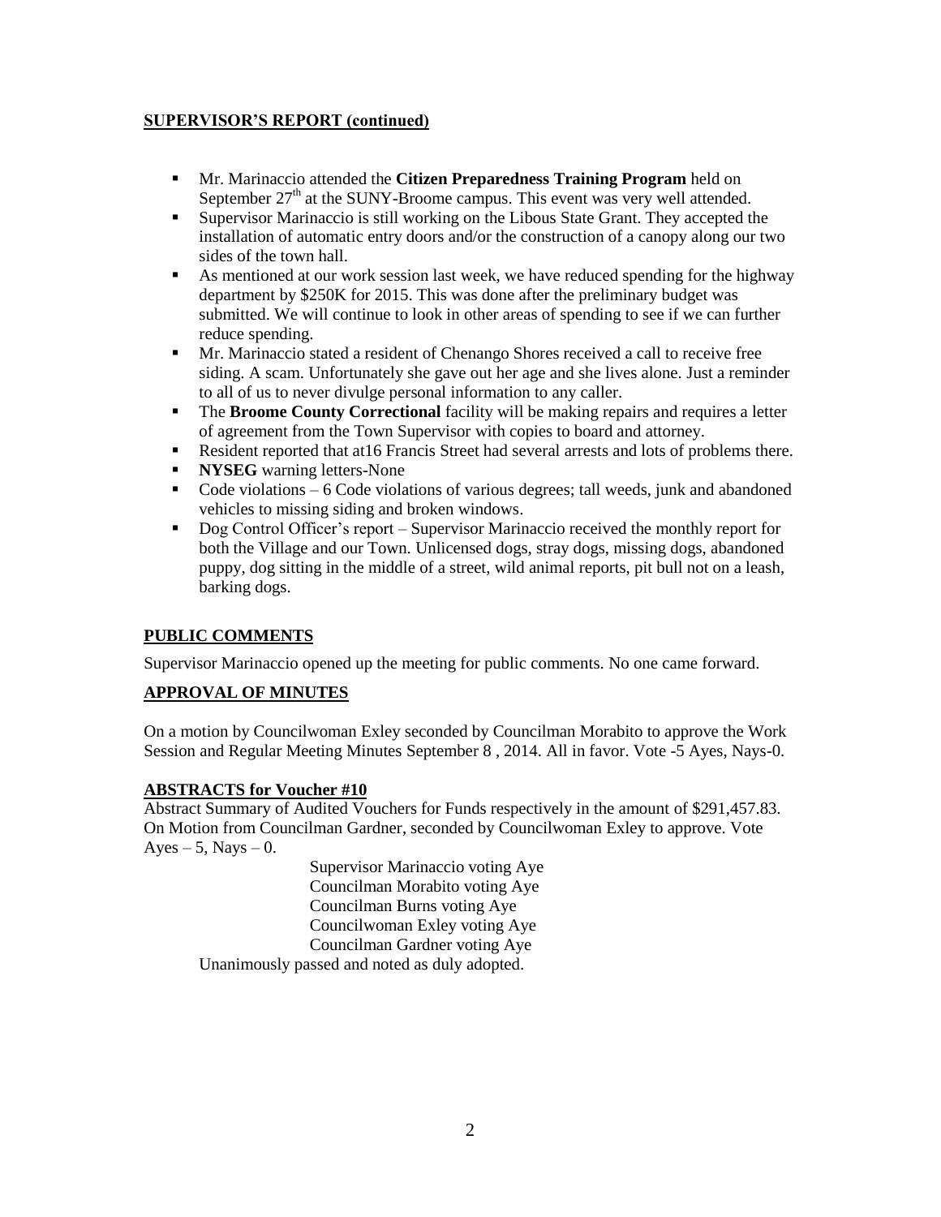**SUPERVISOR'S REPORT (continued)**

- Mr. Marinaccio attended the **Citizen Preparedness Training Program** held on September 27th at the SUNY-Broome campus. This event was very well attended.
- Supervisor Marinaccio is still working on the Libous State Grant. They accepted the installation of automatic entry doors and/or the construction of a canopy along our two sides of the town hall.
- As mentioned at our work session last week, we have reduced spending for the highway department by $250K for 2015. This was done after the preliminary budget was submitted. We will continue to look in other areas of spending to see if we can further reduce spending.
- Mr. Marinaccio stated a resident of Chenango Shores received a call to receive free siding. A scam. Unfortunately she gave out her age and she lives alone. Just a reminder to all of us to never divulge personal information to any caller.
- The **Broome County Correctional** facility will be making repairs and requires a letter of agreement from the Town Supervisor with copies to board and attorney.
- Resident reported that at16 Francis Street had several arrests and lots of problems there.
- **NYSEG** warning letters-None
- Code violations – 6 Code violations of various degrees; tall weeds, junk and abandoned vehicles to missing siding and broken windows.
- Dog Control Officer's report – Supervisor Marinaccio received the monthly report for both the Village and our Town. Unlicensed dogs, stray dogs, missing dogs, abandoned puppy, dog sitting in the middle of a street, wild animal reports, pit bull not on a leash, barking dogs.

**PUBLIC COMMENTS**

Supervisor Marinaccio opened up the meeting for public comments. No one came forward.

**APPROVAL OF MINUTES**

On a motion by Councilwoman Exley seconded by Councilman Morabito to approve the Work Session and Regular Meeting Minutes September 8 , 2014. All in favor. Vote -5 Ayes, Nays-0.

**ABSTRACTS for Voucher #10**

Abstract Summary of Audited Vouchers for Funds respectively in the amount of $291,457.83. On Motion from Councilman Gardner, seconded by Councilwoman Exley to approve. Vote Ayes – 5, Nays – 0.

Supervisor Marinaccio voting Aye
Councilman Morabito voting Aye
Councilman Burns voting Aye
Councilwoman Exley voting Aye
Councilman Gardner voting Aye

Unanimously passed and noted as duly adopted.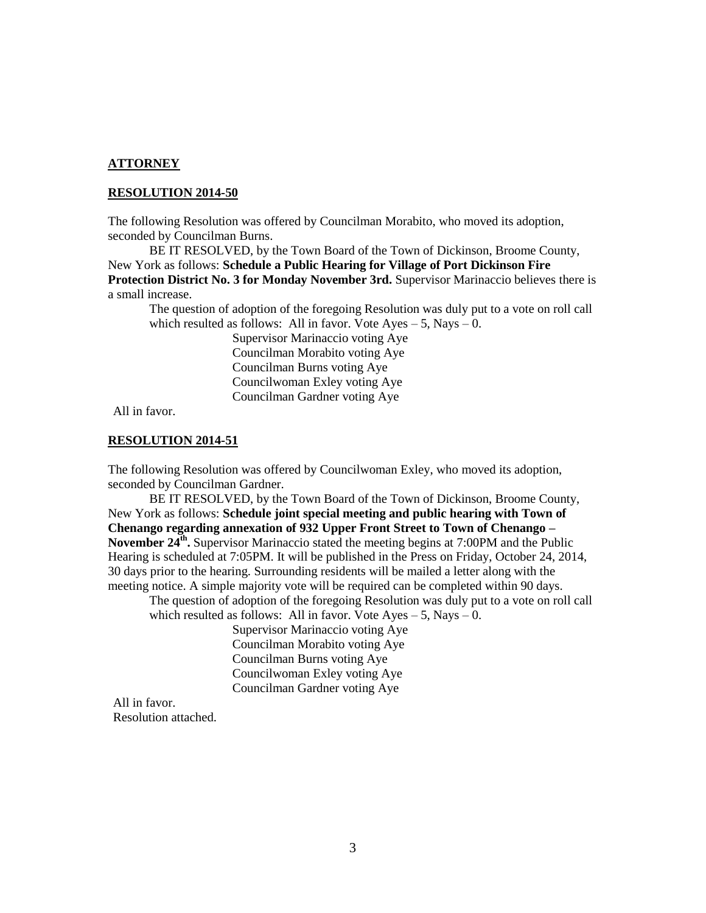**ATTORNEY**

**RESOLUTION 2014-50**

The following Resolution was offered by Councilman Morabito, who moved its adoption, seconded by Councilman Burns.

BE IT RESOLVED, by the Town Board of the Town of Dickinson, Broome County, New York as follows: **Schedule a Public Hearing for Village of Port Dickinson Fire Protection District No. 3 for Monday November 3rd.** Supervisor Marinaccio believes there is a small increase.

The question of adoption of the foregoing Resolution was duly put to a vote on roll call which resulted as follows: All in favor. Vote Ayes – 5, Nays – 0.

Supervisor Marinaccio voting Aye
Councilman Morabito voting Aye
Councilman Burns voting Aye
Councilwoman Exley voting Aye
Councilman Gardner voting Aye

All in favor.

**RESOLUTION 2014-51**

The following Resolution was offered by Councilwoman Exley, who moved its adoption, seconded by Councilman Gardner.

BE IT RESOLVED, by the Town Board of the Town of Dickinson, Broome County, New York as follows: **Schedule joint special meeting and public hearing with Town of Chenango regarding annexation of 932 Upper Front Street to Town of Chenango – November 24th.** Supervisor Marinaccio stated the meeting begins at 7:00PM and the Public Hearing is scheduled at 7:05PM. It will be published in the Press on Friday, October 24, 2014, 30 days prior to the hearing. Surrounding residents will be mailed a letter along with the meeting notice. A simple majority vote will be required can be completed within 90 days.

The question of adoption of the foregoing Resolution was duly put to a vote on roll call which resulted as follows: All in favor. Vote Ayes – 5, Nays – 0.

Supervisor Marinaccio voting Aye
Councilman Morabito voting Aye
Councilman Burns voting Aye
Councilwoman Exley voting Aye
Councilman Gardner voting Aye

All in favor.
Resolution attached.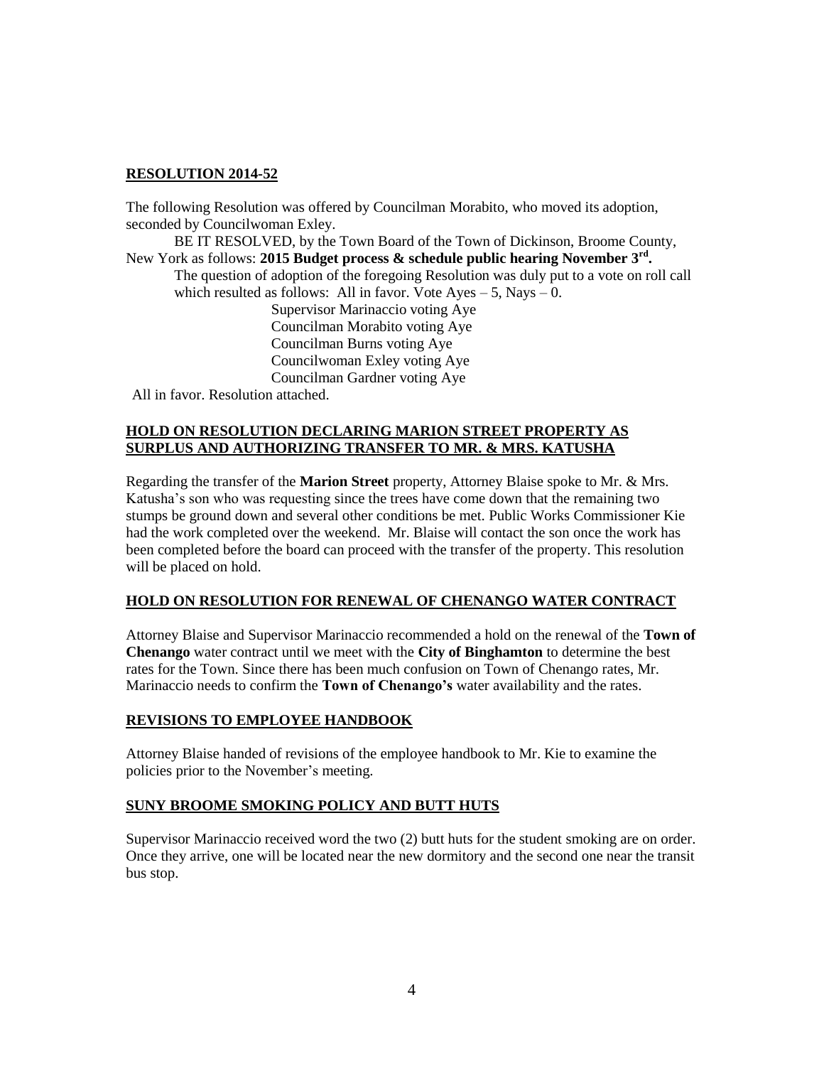**RESOLUTION 2014-52**

The following Resolution was offered by Councilman Morabito, who moved its adoption, seconded by Councilwoman Exley.

BE IT RESOLVED, by the Town Board of the Town of Dickinson, Broome County, New York as follows: **2015 Budget process & schedule public hearing November 3rd.**

The question of adoption of the foregoing Resolution was duly put to a vote on roll call which resulted as follows: All in favor. Vote Ayes – 5, Nays – 0.

Supervisor Marinaccio voting Aye
Councilman Morabito voting Aye
Councilman Burns voting Aye
Councilwoman Exley voting Aye
Councilman Gardner voting Aye

All in favor. Resolution attached.

**HOLD ON RESOLUTION DECLARING MARION STREET PROPERTY AS SURPLUS AND AUTHORIZING TRANSFER TO MR. & MRS. KATUSHA**

Regarding the transfer of the **Marion Street** property, Attorney Blaise spoke to Mr. & Mrs. Katusha's son who was requesting since the trees have come down that the remaining two stumps be ground down and several other conditions be met. Public Works Commissioner Kie had the work completed over the weekend. Mr. Blaise will contact the son once the work has been completed before the board can proceed with the transfer of the property. This resolution will be placed on hold.

**HOLD ON RESOLUTION FOR RENEWAL OF CHENANGO WATER CONTRACT**

Attorney Blaise and Supervisor Marinaccio recommended a hold on the renewal of the **Town of Chenango** water contract until we meet with the **City of Binghamton** to determine the best rates for the Town. Since there has been much confusion on Town of Chenango rates, Mr. Marinaccio needs to confirm the **Town of Chenango's** water availability and the rates.

**REVISIONS TO EMPLOYEE HANDBOOK**

Attorney Blaise handed of revisions of the employee handbook to Mr. Kie to examine the policies prior to the November's meeting.

**SUNY BROOME SMOKING POLICY AND BUTT HUTS**

Supervisor Marinaccio received word the two (2) butt huts for the student smoking are on order. Once they arrive, one will be located near the new dormitory and the second one near the transit bus stop.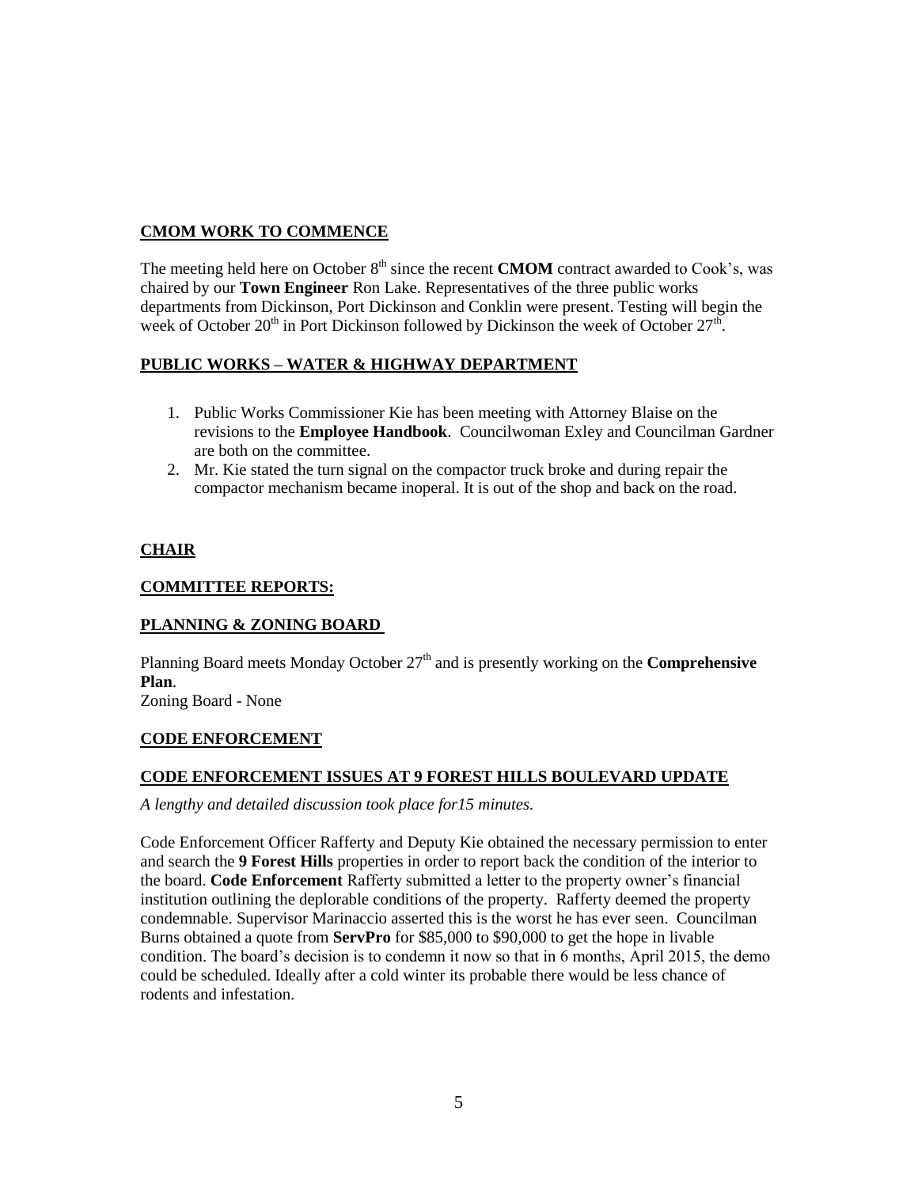**CMOM WORK TO COMMENCE**

The meeting held here on October 8th since the recent **CMOM** contract awarded to Cook's, was chaired by our **Town Engineer** Ron Lake. Representatives of the three public works departments from Dickinson, Port Dickinson and Conklin were present. Testing will begin the week of October 20th in Port Dickinson followed by Dickinson the week of October 27th.

**PUBLIC WORKS – WATER & HIGHWAY DEPARTMENT**

1. Public Works Commissioner Kie has been meeting with Attorney Blaise on the revisions to the **Employee Handbook**. Councilwoman Exley and Councilman Gardner are both on the committee.
2. Mr. Kie stated the turn signal on the compactor truck broke and during repair the compactor mechanism became inoperal. It is out of the shop and back on the road.

**CHAIR**

**COMMITTEE REPORTS:**

**PLANNING & ZONING BOARD**

Planning Board meets Monday October 27th and is presently working on the **Comprehensive Plan**.
Zoning Board - None

**CODE ENFORCEMENT**

**CODE ENFORCEMENT ISSUES AT 9 FOREST HILLS BOULEVARD UPDATE**

*A lengthy and detailed discussion took place for15 minutes.*

Code Enforcement Officer Rafferty and Deputy Kie obtained the necessary permission to enter and search the **9 Forest Hills** properties in order to report back the condition of the interior to the board. **Code Enforcement** Rafferty submitted a letter to the property owner's financial institution outlining the deplorable conditions of the property. Rafferty deemed the property condemnable. Supervisor Marinaccio asserted this is the worst he has ever seen. Councilman Burns obtained a quote from **ServPro** for $85,000 to $90,000 to get the hope in livable condition. The board's decision is to condemn it now so that in 6 months, April 2015, the demo could be scheduled. Ideally after a cold winter its probable there would be less chance of rodents and infestation.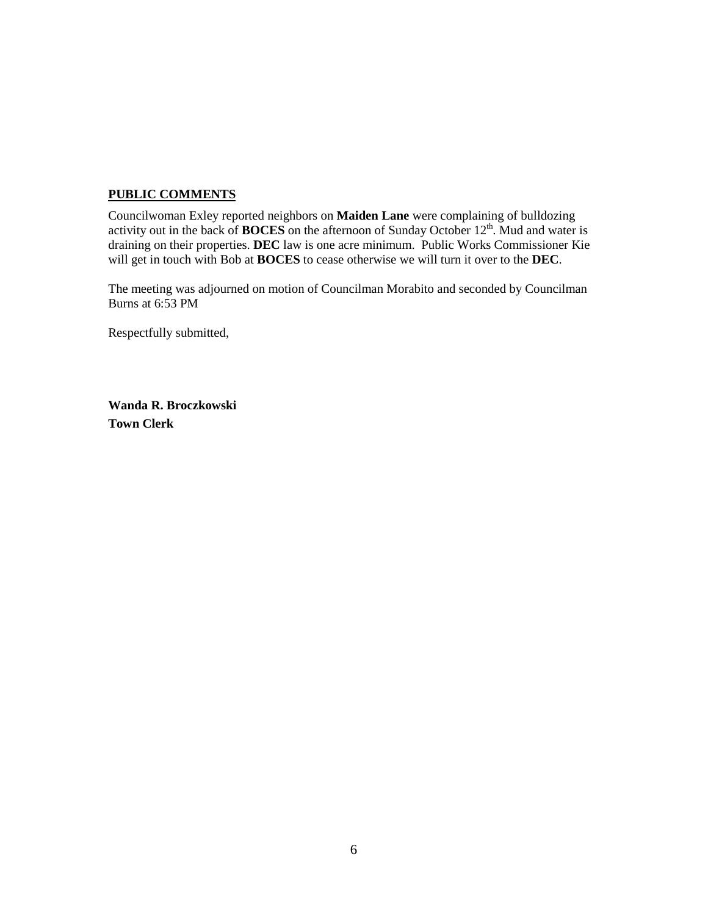**PUBLIC COMMENTS**

Councilwoman Exley reported neighbors on **Maiden Lane** were complaining of bulldozing activity out in the back of **BOCES** on the afternoon of Sunday October 12th. Mud and water is draining on their properties. **DEC** law is one acre minimum. Public Works Commissioner Kie will get in touch with Bob at **BOCES** to cease otherwise we will turn it over to the **DEC**.

The meeting was adjourned on motion of Councilman Morabito and seconded by Councilman Burns at 6:53 PM

Respectfully submitted,

**Wanda R. Broczkowski**
**Town Clerk**